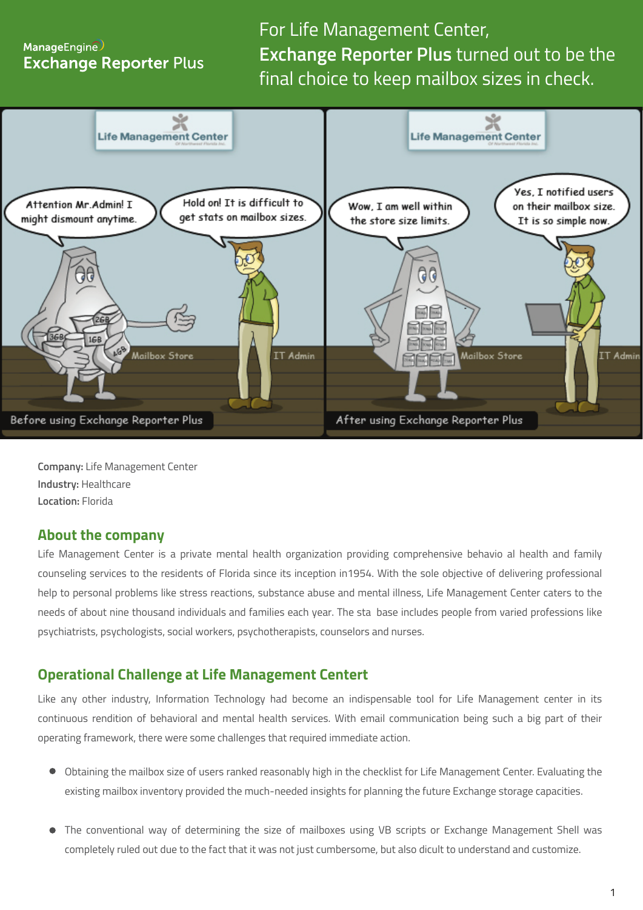ManageEngine Exchange Reporter Plus

# For Life Management Center, **Exchange Reporter Plus** turned out to be the final choice to keep mailbox sizes in check.

**Company:** Life Management Center
**Industry:** Healthcare
**Location:** Florida

## About the company

Life Management Center is a private mental health organization providing comprehensive behavio al health and family counseling services to the residents of Florida since its inception in1954. With the sole objective of delivering professional help to personal problems like stress reactions, substance abuse and mental illness, Life Management Center caters to the needs of about nine thousand individuals and families each year. The sta base includes people from varied professions like psychiatrists, psychologists, social workers, psychotherapists, counselors and nurses.

## Operational Challenge at Life Management Centert

Like any other industry, Information Technology had become an indispensable tool for Life Management center in its continuous rendition of behavioral and mental health services. With email communication being such a big part of their operating framework, there were some challenges that required immediate action.

- Obtaining the mailbox size of users ranked reasonably high in the checklist for Life Management Center. Evaluating the existing mailbox inventory provided the much-needed insights for planning the future Exchange storage capacities.

- The conventional way of determining the size of mailboxes using VB scripts or Exchange Management Shell was completely ruled out due to the fact that it was not just cumbersome, but also dicult to understand and customize.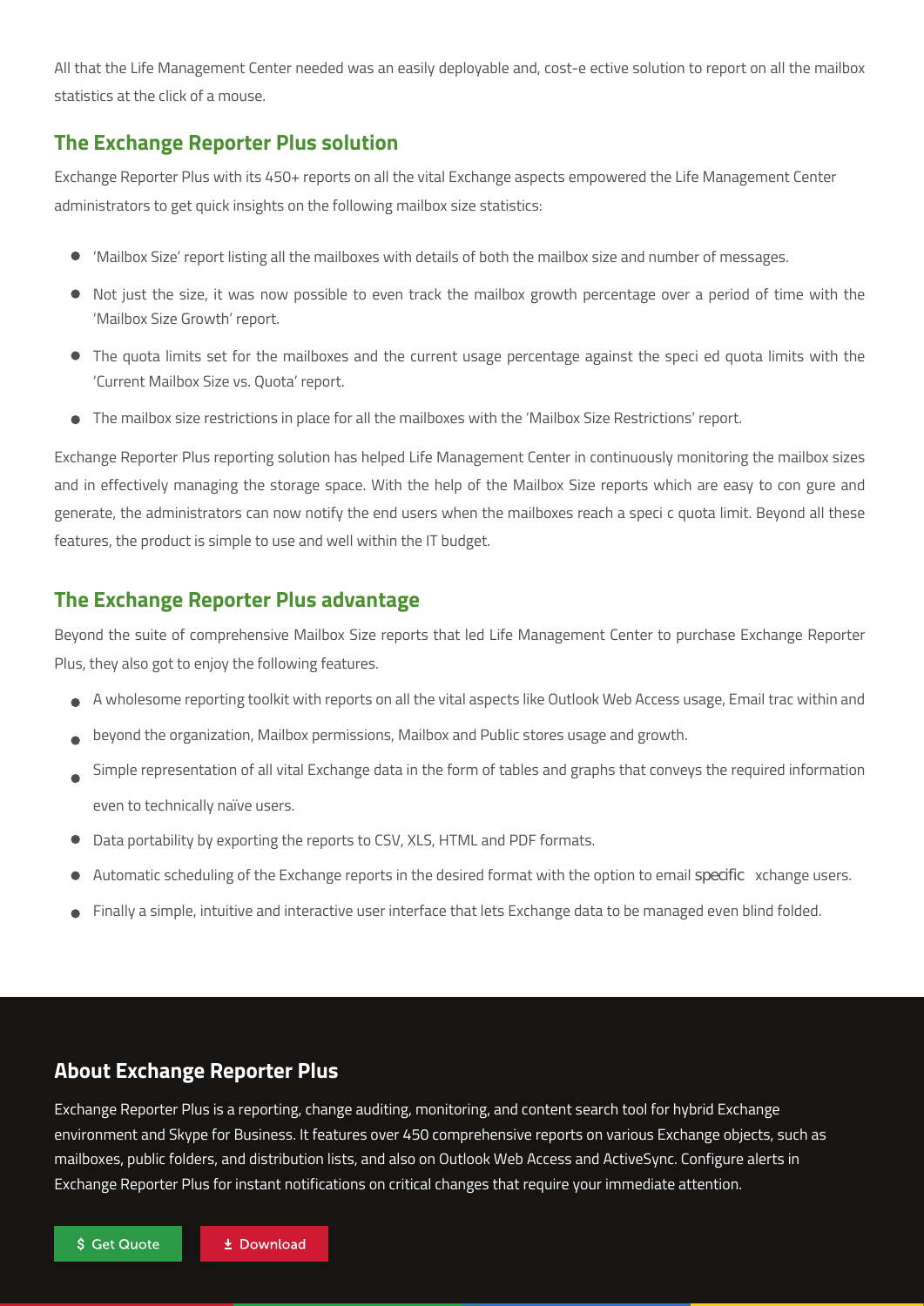All that the Life Management Center needed was an easily deployable and, cost-e ective solution to report on all the mailbox statistics at the click of a mouse.

## The Exchange Reporter Plus solution

Exchange Reporter Plus with its 450+ reports on all the vital Exchange aspects empowered the Life Management Center administrators to get quick insights on the following mailbox size statistics:

- 'Mailbox Size' report listing all the mailboxes with details of both the mailbox size and number of messages.
- Not just the size, it was now possible to even track the mailbox growth percentage over a period of time with the 'Mailbox Size Growth' report.
- The quota limits set for the mailboxes and the current usage percentage against the speci ed quota limits with the 'Current Mailbox Size vs. Quota' report.
- The mailbox size restrictions in place for all the mailboxes with the 'Mailbox Size Restrictions' report.

Exchange Reporter Plus reporting solution has helped Life Management Center in continuously monitoring the mailbox sizes and in effectively managing the storage space. With the help of the Mailbox Size reports which are easy to con gure and generate, the administrators can now notify the end users when the mailboxes reach a speci c quota limit. Beyond all these features, the product is simple to use and well within the IT budget.

## The Exchange Reporter Plus advantage

Beyond the suite of comprehensive Mailbox Size reports that led Life Management Center to purchase Exchange Reporter Plus, they also got to enjoy the following features.

- A wholesome reporting toolkit with reports on all the vital aspects like Outlook Web Access usage, Email trac within and
- beyond the organization, Mailbox permissions, Mailbox and Public stores usage and growth.
- Simple representation of all vital Exchange data in the form of tables and graphs that conveys the required information even to technically naïve users.
- Data portability by exporting the reports to CSV, XLS, HTML and PDF formats.
- Automatic scheduling of the Exchange reports in the desired format with the option to email specific xchange users.
- Finally a simple, intuitive and interactive user interface that lets Exchange data to be managed even blind folded.

## About Exchange Reporter Plus

Exchange Reporter Plus is a reporting, change auditing, monitoring, and content search tool for hybrid Exchange environment and Skype for Business. It features over 450 comprehensive reports on various Exchange objects, such as mailboxes, public folders, and distribution lists, and also on Outlook Web Access and ActiveSync. Configure alerts in Exchange Reporter Plus for instant notifications on critical changes that require your immediate attention.

$ Get Quote

Download